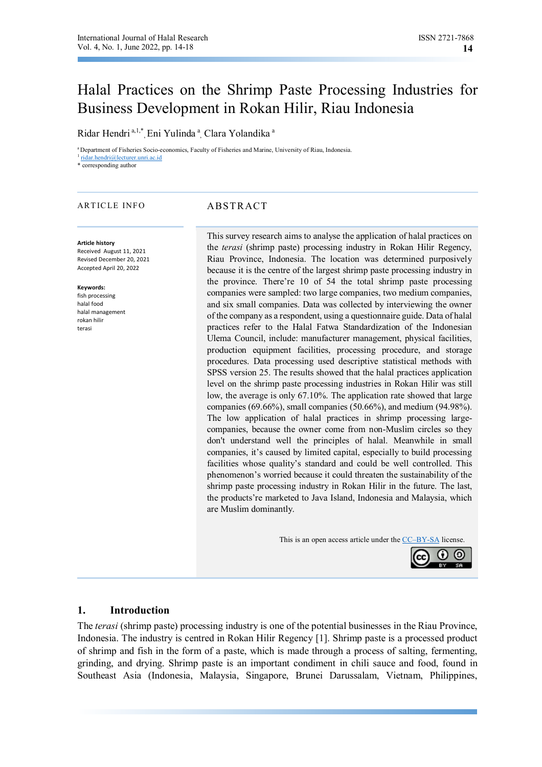# Halal Practices on the Shrimp Paste Processing Industries for Business Development in Rokan Hilir, Riau Indonesia

Ridar Hendri [a,1,*], Eni Yulinda [a], Clara Yolandika [a]

[a] Department of Fisheries Socio-economics, Faculty of Fisheries and Marine, University of Riau, Indonesia.
[1] ridar.hendri@lecturer.unri.ac.id
* corresponding author

## ARTICLE INFO

**Article history**
Received August 11, 2021
Revised December 20, 2021
Accepted April 20, 2022

**Keywords:**
fish processing
halal food
halal management
rokan hilir
terasi

## ABSTRACT

This survey research aims to analyse the application of halal practices on the *terasi* (shrimp paste) processing industry in Rokan Hilir Regency, Riau Province, Indonesia. The location was determined purposively because it is the centre of the largest shrimp paste processing industry in the province. There're 10 of 54 the total shrimp paste processing companies were sampled: two large companies, two medium companies, and six small companies. Data was collected by interviewing the owner of the company as a respondent, using a questionnaire guide. Data of halal practices refer to the Halal Fatwa Standardization of the Indonesian Ulema Council, include: manufacturer management, physical facilities, production equipment facilities, processing procedure, and storage procedures. Data processing used descriptive statistical methods with SPSS version 25. The results showed that the halal practices application level on the shrimp paste processing industries in Rokan Hilir was still low, the average is only 67.10%. The application rate showed that large companies (69.66%), small companies (50.66%), and medium (94.98%). The low application of halal practices in shrimp processing large-companies, because the owner come from non-Muslim circles so they don't understand well the principles of halal. Meanwhile in small companies, it's caused by limited capital, especially to build processing facilities whose quality's standard and could be well controlled. This phenomenon's worried because it could threaten the sustainability of the shrimp paste processing industry in Rokan Hilir in the future. The last, the products're marketed to Java Island, Indonesia and Malaysia, which are Muslim dominantly.

This is an open access article under the CC–BY-SA license.

## 1. Introduction

The *terasi* (shrimp paste) processing industry is one of the potential businesses in the Riau Province, Indonesia. The industry is centred in Rokan Hilir Regency [1]. Shrimp paste is a processed product of shrimp and fish in the form of a paste, which is made through a process of salting, fermenting, grinding, and drying. Shrimp paste is an important condiment in chili sauce and food, found in Southeast Asia (Indonesia, Malaysia, Singapore, Brunei Darussalam, Vietnam, Philippines,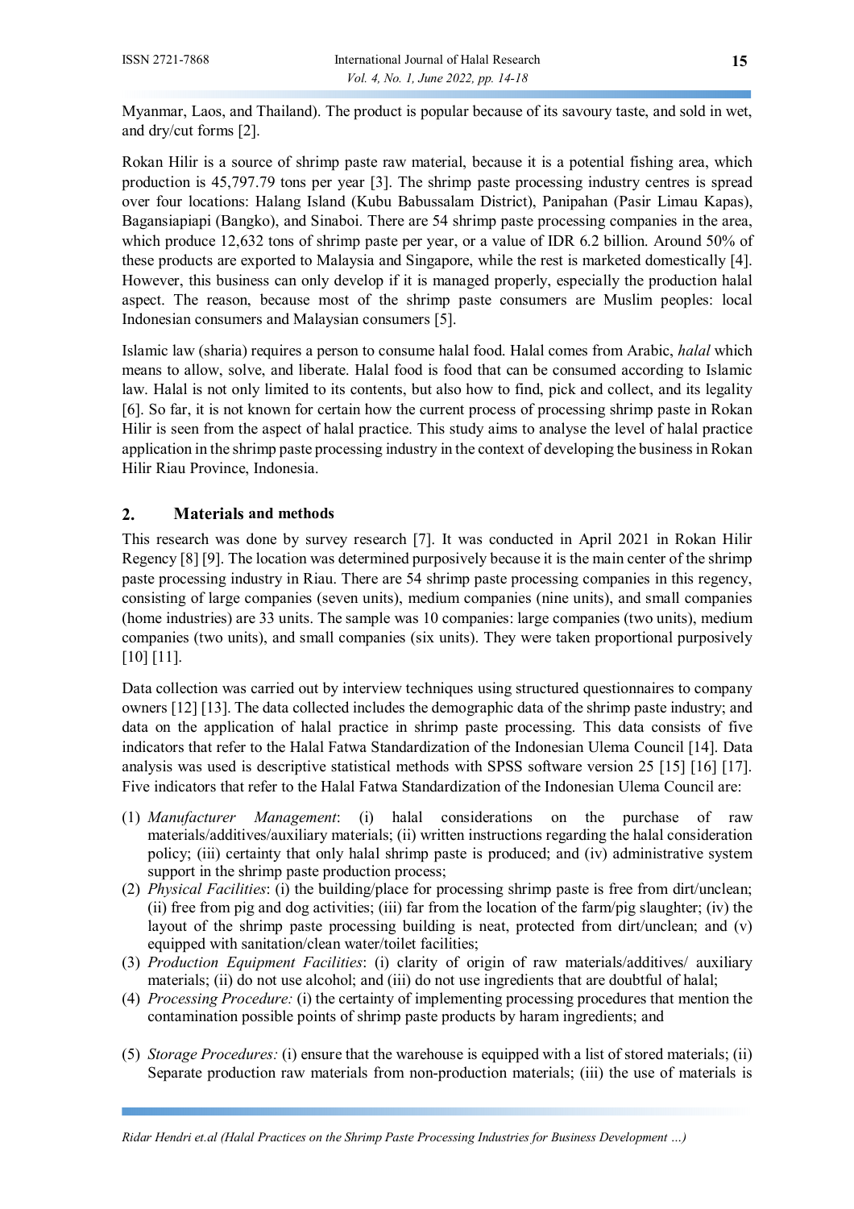Myanmar, Laos, and Thailand). The product is popular because of its savoury taste, and sold in wet, and dry/cut forms [2].

Rokan Hilir is a source of shrimp paste raw material, because it is a potential fishing area, which production is 45,797.79 tons per year [3]. The shrimp paste processing industry centres is spread over four locations: Halang Island (Kubu Babussalam District), Panipahan (Pasir Limau Kapas), Bagansiapiapi (Bangko), and Sinaboi. There are 54 shrimp paste processing companies in the area, which produce 12,632 tons of shrimp paste per year, or a value of IDR 6.2 billion. Around 50% of these products are exported to Malaysia and Singapore, while the rest is marketed domestically [4]. However, this business can only develop if it is managed properly, especially the production halal aspect. The reason, because most of the shrimp paste consumers are Muslim peoples: local Indonesian consumers and Malaysian consumers [5].

Islamic law (sharia) requires a person to consume halal food. Halal comes from Arabic, *halal* which means to allow, solve, and liberate. Halal food is food that can be consumed according to Islamic law. Halal is not only limited to its contents, but also how to find, pick and collect, and its legality [6]. So far, it is not known for certain how the current process of processing shrimp paste in Rokan Hilir is seen from the aspect of halal practice. This study aims to analyse the level of halal practice application in the shrimp paste processing industry in the context of developing the business in Rokan Hilir Riau Province, Indonesia.

## 2. Materials and methods

This research was done by survey research [7]. It was conducted in April 2021 in Rokan Hilir Regency [8] [9]. The location was determined purposively because it is the main center of the shrimp paste processing industry in Riau. There are 54 shrimp paste processing companies in this regency, consisting of large companies (seven units), medium companies (nine units), and small companies (home industries) are 33 units. The sample was 10 companies: large companies (two units), medium companies (two units), and small companies (six units). They were taken proportional purposively [10] [11].

Data collection was carried out by interview techniques using structured questionnaires to company owners [12] [13]. The data collected includes the demographic data of the shrimp paste industry; and data on the application of halal practice in shrimp paste processing. This data consists of five indicators that refer to the Halal Fatwa Standardization of the Indonesian Ulema Council [14]. Data analysis was used is descriptive statistical methods with SPSS software version 25 [15] [16] [17]. Five indicators that refer to the Halal Fatwa Standardization of the Indonesian Ulema Council are:

(1) *Manufacturer Management*: (i) halal considerations on the purchase of raw materials/additives/auxiliary materials; (ii) written instructions regarding the halal consideration policy; (iii) certainty that only halal shrimp paste is produced; and (iv) administrative system support in the shrimp paste production process;
(2) *Physical Facilities*: (i) the building/place for processing shrimp paste is free from dirt/unclean; (ii) free from pig and dog activities; (iii) far from the location of the farm/pig slaughter; (iv) the layout of the shrimp paste processing building is neat, protected from dirt/unclean; and (v) equipped with sanitation/clean water/toilet facilities;
(3) *Production Equipment Facilities*: (i) clarity of origin of raw materials/additives/ auxiliary materials; (ii) do not use alcohol; and (iii) do not use ingredients that are doubtful of halal;
(4) *Processing Procedure:* (i) the certainty of implementing processing procedures that mention the contamination possible points of shrimp paste products by haram ingredients; and
(5) *Storage Procedures:* (i) ensure that the warehouse is equipped with a list of stored materials; (ii) Separate production raw materials from non-production materials; (iii) the use of materials is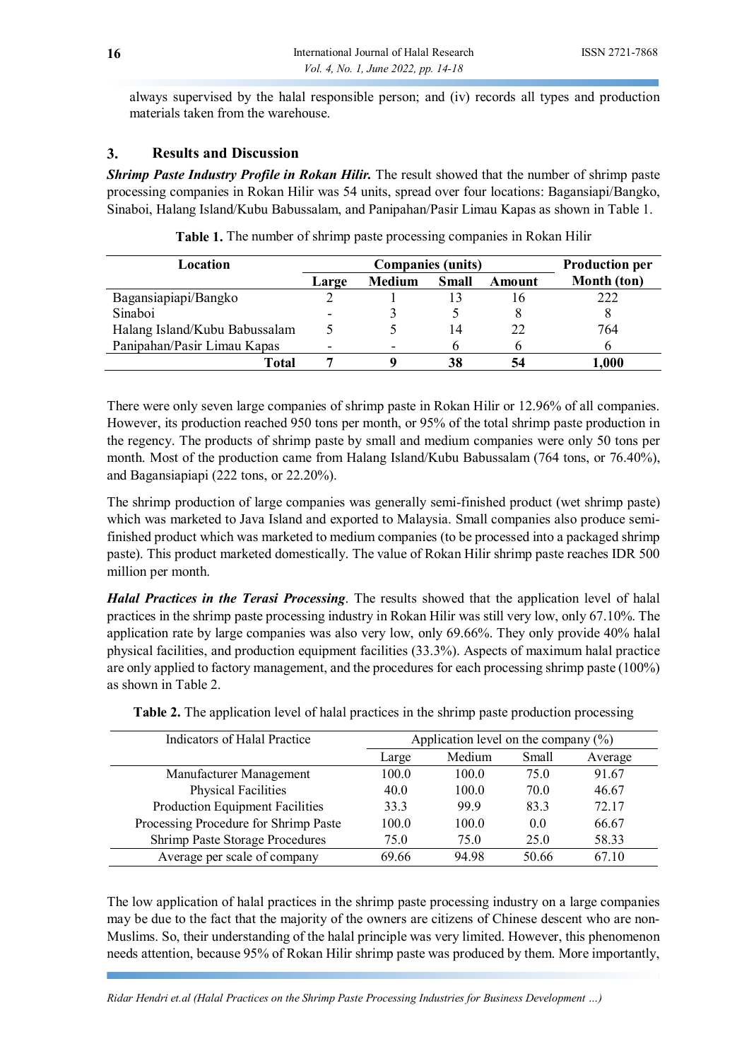always supervised by the halal responsible person; and (iv) records all types and production materials taken from the warehouse.

## 3. Results and Discussion

***Shrimp Paste Industry Profile in Rokan Hilir.*** The result showed that the number of shrimp paste processing companies in Rokan Hilir was 54 units, spread over four locations: Bagansiapi/Bangko, Sinaboi, Halang Island/Kubu Babussalam, and Panipahan/Pasir Limau Kapas as shown in Table 1.

**Table 1.** The number of shrimp paste processing companies in Rokan Hilir

| Location | Companies (units) | | | | Production per Month (ton) |
|---|---|---|---|---|---|
| | Large | Medium | Small | Amount | |
| Bagansiapiapi/Bangko | 2 | 1 | 13 | 16 | 222 |
| Sinaboi | - | 3 | 5 | 8 | 8 |
| Halang Island/Kubu Babussalam | 5 | 5 | 14 | 22 | 764 |
| Panipahan/Pasir Limau Kapas | - | - | 6 | 6 | 6 |
| **Total** | **7** | **9** | **38** | **54** | **1,000** |

There were only seven large companies of shrimp paste in Rokan Hilir or 12.96% of all companies. However, its production reached 950 tons per month, or 95% of the total shrimp paste production in the regency. The products of shrimp paste by small and medium companies were only 50 tons per month. Most of the production came from Halang Island/Kubu Babussalam (764 tons, or 76.40%), and Bagansiapiapi (222 tons, or 22.20%).

The shrimp production of large companies was generally semi-finished product (wet shrimp paste) which was marketed to Java Island and exported to Malaysia. Small companies also produce semi-finished product which was marketed to medium companies (to be processed into a packaged shrimp paste). This product marketed domestically. The value of Rokan Hilir shrimp paste reaches IDR 500 million per month.

***Halal Practices in the Terasi Processing***. The results showed that the application level of halal practices in the shrimp paste processing industry in Rokan Hilir was still very low, only 67.10%. The application rate by large companies was also very low, only 69.66%. They only provide 40% halal physical facilities, and production equipment facilities (33.3%). Aspects of maximum halal practice are only applied to factory management, and the procedures for each processing shrimp paste (100%) as shown in Table 2.

**Table 2.** The application level of halal practices in the shrimp paste production processing

| Indicators of Halal Practice | Application level on the company (%) | | | |
|---|---|---|---|---|
| | Large | Medium | Small | Average |
| Manufacturer Management | 100.0 | 100.0 | 75.0 | 91.67 |
| Physical Facilities | 40.0 | 100.0 | 70.0 | 46.67 |
| Production Equipment Facilities | 33.3 | 99.9 | 83.3 | 72.17 |
| Processing Procedure for Shrimp Paste | 100.0 | 100.0 | 0.0 | 66.67 |
| Shrimp Paste Storage Procedures | 75.0 | 75.0 | 25.0 | 58.33 |
| Average per scale of company | 69.66 | 94.98 | 50.66 | 67.10 |

The low application of halal practices in the shrimp paste processing industry on a large companies may be due to the fact that the majority of the owners are citizens of Chinese descent who are non-Muslims. So, their understanding of the halal principle was very limited. However, this phenomenon needs attention, because 95% of Rokan Hilir shrimp paste was produced by them. More importantly,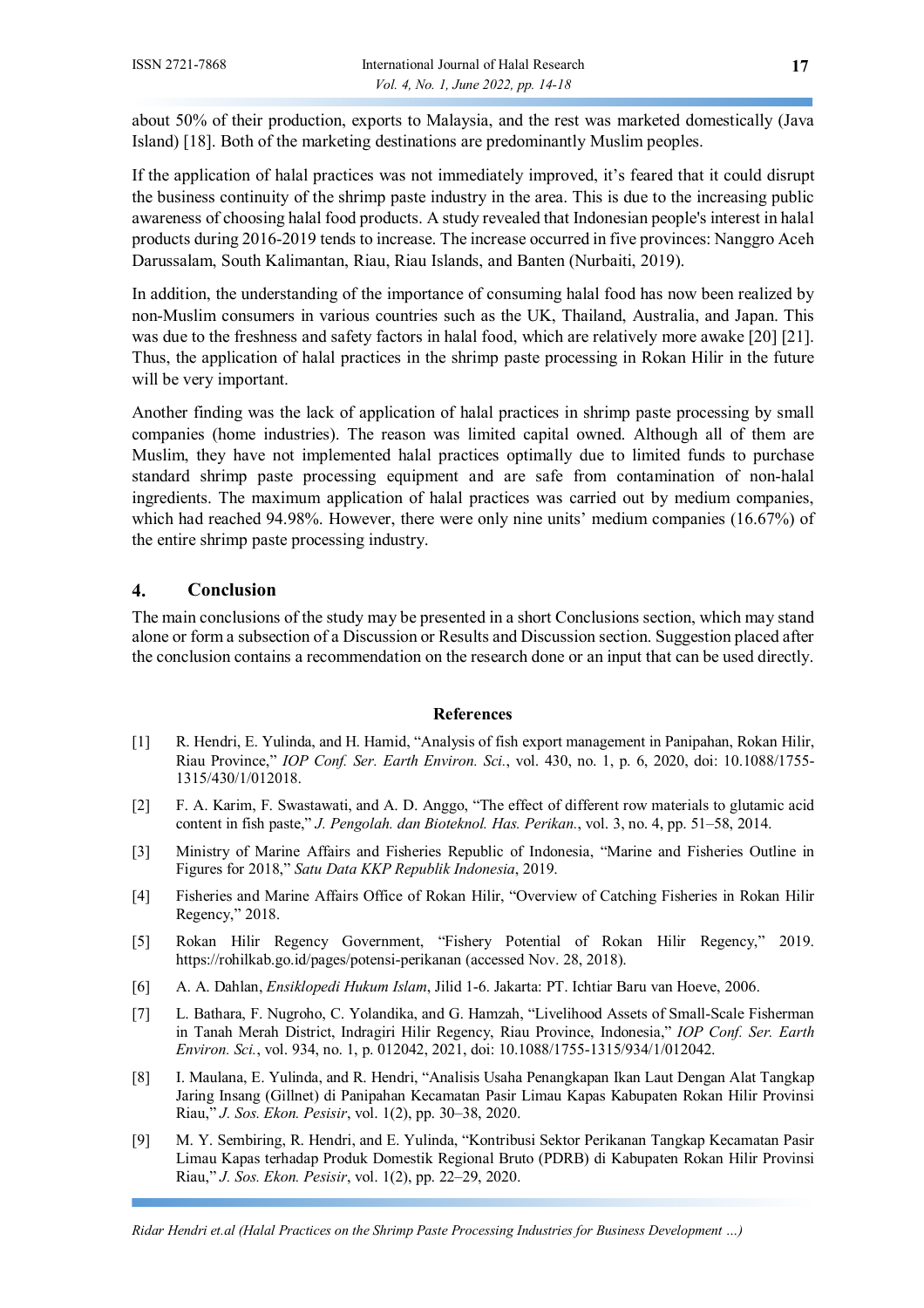about 50% of their production, exports to Malaysia, and the rest was marketed domestically (Java Island) [18]. Both of the marketing destinations are predominantly Muslim peoples.

If the application of halal practices was not immediately improved, it's feared that it could disrupt the business continuity of the shrimp paste industry in the area. This is due to the increasing public awareness of choosing halal food products. A study revealed that Indonesian people's interest in halal products during 2016-2019 tends to increase. The increase occurred in five provinces: Nanggro Aceh Darussalam, South Kalimantan, Riau, Riau Islands, and Banten (Nurbaiti, 2019).

In addition, the understanding of the importance of consuming halal food has now been realized by non-Muslim consumers in various countries such as the UK, Thailand, Australia, and Japan. This was due to the freshness and safety factors in halal food, which are relatively more awake [20] [21]. Thus, the application of halal practices in the shrimp paste processing in Rokan Hilir in the future will be very important.

Another finding was the lack of application of halal practices in shrimp paste processing by small companies (home industries). The reason was limited capital owned. Although all of them are Muslim, they have not implemented halal practices optimally due to limited funds to purchase standard shrimp paste processing equipment and are safe from contamination of non-halal ingredients. The maximum application of halal practices was carried out by medium companies, which had reached 94.98%. However, there were only nine units' medium companies (16.67%) of the entire shrimp paste processing industry.

## 4. Conclusion

The main conclusions of the study may be presented in a short Conclusions section, which may stand alone or form a subsection of a Discussion or Results and Discussion section. Suggestion placed after the conclusion contains a recommendation on the research done or an input that can be used directly.

## References

[1] R. Hendri, E. Yulinda, and H. Hamid, "Analysis of fish export management in Panipahan, Rokan Hilir, Riau Province," *IOP Conf. Ser. Earth Environ. Sci.*, vol. 430, no. 1, p. 6, 2020, doi: 10.1088/1755-1315/430/1/012018.

[2] F. A. Karim, F. Swastawati, and A. D. Anggo, "The effect of different row materials to glutamic acid content in fish paste," *J. Pengolah. dan Bioteknol. Has. Perikan.*, vol. 3, no. 4, pp. 51–58, 2014.

[3] Ministry of Marine Affairs and Fisheries Republic of Indonesia, "Marine and Fisheries Outline in Figures for 2018," *Satu Data KKP Republik Indonesia*, 2019.

[4] Fisheries and Marine Affairs Office of Rokan Hilir, "Overview of Catching Fisheries in Rokan Hilir Regency," 2018.

[5] Rokan Hilir Regency Government, "Fishery Potential of Rokan Hilir Regency," 2019. https://rohilkab.go.id/pages/potensi-perikanan (accessed Nov. 28, 2018).

[6] A. A. Dahlan, *Ensiklopedi Hukum Islam*, Jilid 1-6. Jakarta: PT. Ichtiar Baru van Hoeve, 2006.

[7] L. Bathara, F. Nugroho, C. Yolandika, and G. Hamzah, "Livelihood Assets of Small-Scale Fisherman in Tanah Merah District, Indragiri Hilir Regency, Riau Province, Indonesia," *IOP Conf. Ser. Earth Environ. Sci.*, vol. 934, no. 1, p. 012042, 2021, doi: 10.1088/1755-1315/934/1/012042.

[8] I. Maulana, E. Yulinda, and R. Hendri, "Analisis Usaha Penangkapan Ikan Laut Dengan Alat Tangkap Jaring Insang (Gillnet) di Panipahan Kecamatan Pasir Limau Kapas Kabupaten Rokan Hilir Provinsi Riau," *J. Sos. Ekon. Pesisir*, vol. 1(2), pp. 30–38, 2020.

[9] M. Y. Sembiring, R. Hendri, and E. Yulinda, "Kontribusi Sektor Perikanan Tangkap Kecamatan Pasir Limau Kapas terhadap Produk Domestik Regional Bruto (PDRB) di Kabupaten Rokan Hilir Provinsi Riau," *J. Sos. Ekon. Pesisir*, vol. 1(2), pp. 22–29, 2020.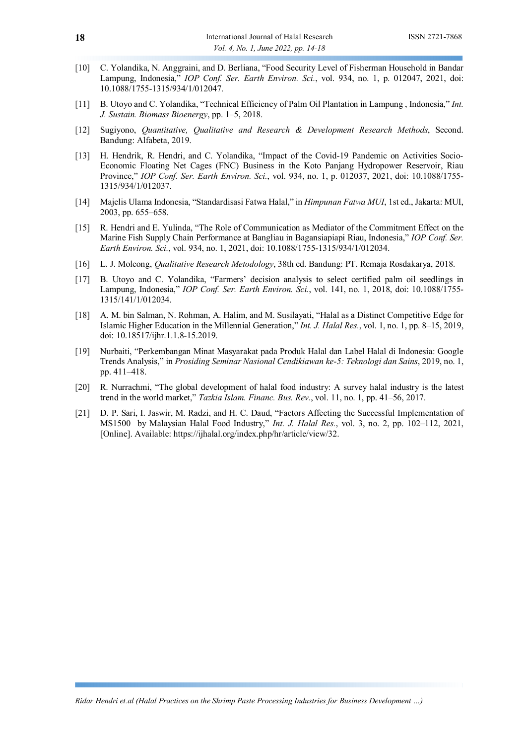[10] C. Yolandika, N. Anggraini, and D. Berliana, "Food Security Level of Fisherman Household in Bandar Lampung, Indonesia," *IOP Conf. Ser. Earth Environ. Sci.*, vol. 934, no. 1, p. 012047, 2021, doi: 10.1088/1755-1315/934/1/012047.

[11] B. Utoyo and C. Yolandika, "Technical Efficiency of Palm Oil Plantation in Lampung , Indonesia," *Int. J. Sustain. Biomass Bioenergy*, pp. 1–5, 2018.

[12] Sugiyono, *Quantitative, Qualitative and Research & Development Research Methods*, Second. Bandung: Alfabeta, 2019.

[13] H. Hendrik, R. Hendri, and C. Yolandika, "Impact of the Covid-19 Pandemic on Activities Socio-Economic Floating Net Cages (FNC) Business in the Koto Panjang Hydropower Reservoir, Riau Province," *IOP Conf. Ser. Earth Environ. Sci.*, vol. 934, no. 1, p. 012037, 2021, doi: 10.1088/1755-1315/934/1/012037.

[14] Majelis Ulama Indonesia, "Standardisasi Fatwa Halal," in *Himpunan Fatwa MUI*, 1st ed., Jakarta: MUI, 2003, pp. 655–658.

[15] R. Hendri and E. Yulinda, "The Role of Communication as Mediator of the Commitment Effect on the Marine Fish Supply Chain Performance at Bangliau in Bagansiapiapi Riau, Indonesia," *IOP Conf. Ser. Earth Environ. Sci.*, vol. 934, no. 1, 2021, doi: 10.1088/1755-1315/934/1/012034.

[16] L. J. Moleong, *Qualitative Research Metodology*, 38th ed. Bandung: PT. Remaja Rosdakarya, 2018.

[17] B. Utoyo and C. Yolandika, "Farmers' decision analysis to select certified palm oil seedlings in Lampung, Indonesia," *IOP Conf. Ser. Earth Environ. Sci.*, vol. 141, no. 1, 2018, doi: 10.1088/1755-1315/141/1/012034.

[18] A. M. bin Salman, N. Rohman, A. Halim, and M. Susilayati, "Halal as a Distinct Competitive Edge for Islamic Higher Education in the Millennial Generation," *Int. J. Halal Res.*, vol. 1, no. 1, pp. 8–15, 2019, doi: 10.18517/ijhr.1.1.8-15.2019.

[19] Nurbaiti, "Perkembangan Minat Masyarakat pada Produk Halal dan Label Halal di Indonesia: Google Trends Analysis," in *Prosiding Seminar Nasional Cendikiawan ke-5: Teknologi dan Sains*, 2019, no. 1, pp. 411–418.

[20] R. Nurrachmi, "The global development of halal food industry: A survey halal industry is the latest trend in the world market," *Tazkia Islam. Financ. Bus. Rev.*, vol. 11, no. 1, pp. 41–56, 2017.

[21] D. P. Sari, I. Jaswir, M. Radzi, and H. C. Daud, "Factors Affecting the Successful Implementation of MS1500 by Malaysian Halal Food Industry," *Int. J. Halal Res.*, vol. 3, no. 2, pp. 102–112, 2021, [Online]. Available: https://ijhalal.org/index.php/hr/article/view/32.